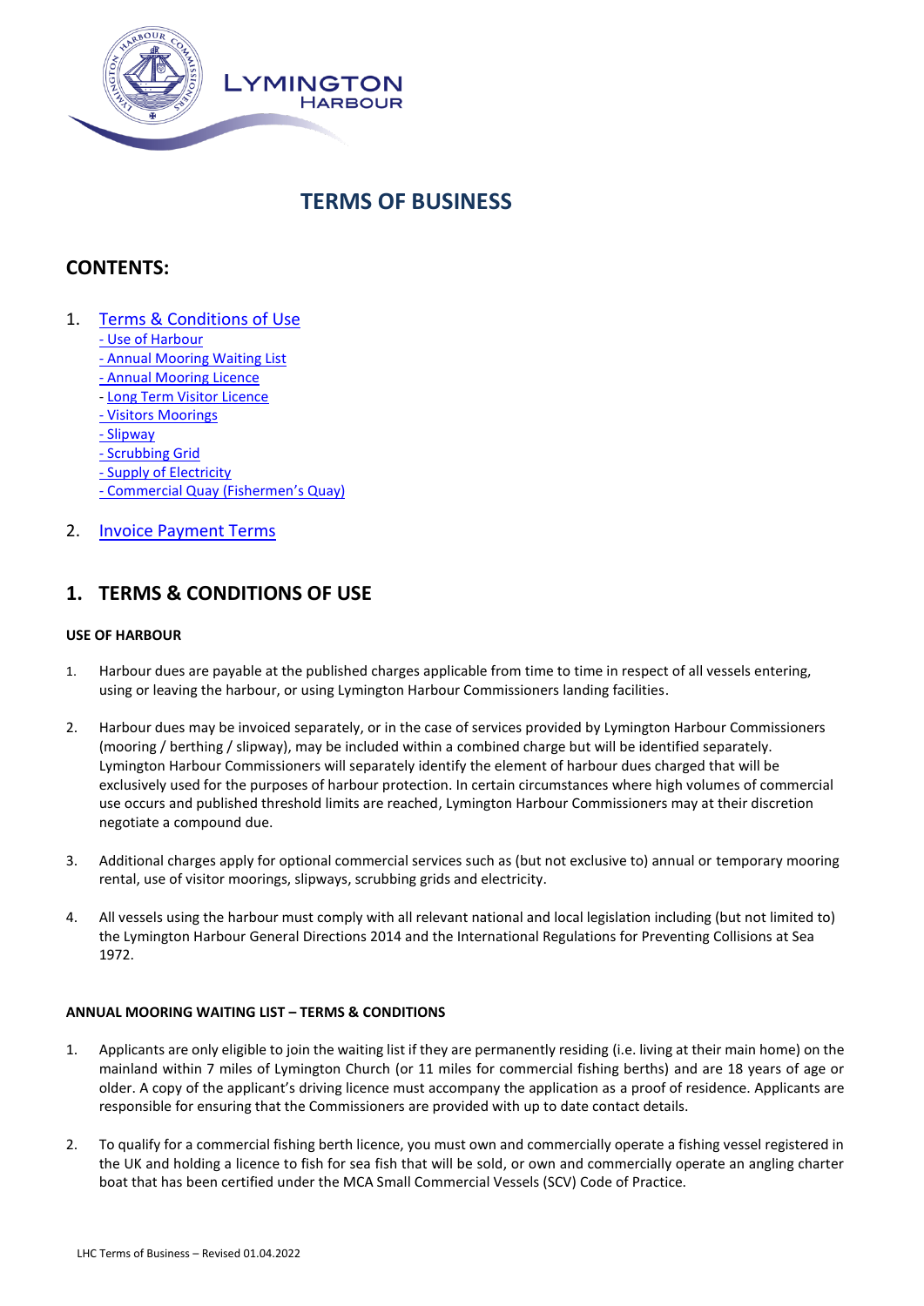# TERMS OF BUSINESS

## CONTENTS:

1. Terms & Conditions of Use
   - Use of Harbour
   - Annual Mooring Waiting List
   - Annual Mooring Licence
   - Long Term Visitor Licence
   - Visitors Moorings
   - Slipway
   - Scrubbing Grid
   - Supply of Electricity
   - Commercial Quay (Fishermen's Quay)
2. Invoice Payment Terms

## 1. TERMS & CONDITIONS OF USE

### USE OF HARBOUR

1. Harbour dues are payable at the published charges applicable from time to time in respect of all vessels entering, using or leaving the harbour, or using Lymington Harbour Commissioners landing facilities.
2. Harbour dues may be invoiced separately, or in the case of services provided by Lymington Harbour Commissioners (mooring / berthing / slipway), may be included within a combined charge but will be identified separately. Lymington Harbour Commissioners will separately identify the element of harbour dues charged that will be exclusively used for the purposes of harbour protection. In certain circumstances where high volumes of commercial use occurs and published threshold limits are reached, Lymington Harbour Commissioners may at their discretion negotiate a compound due.
3. Additional charges apply for optional commercial services such as (but not exclusive to) annual or temporary mooring rental, use of visitor moorings, slipways, scrubbing grids and electricity.
4. All vessels using the harbour must comply with all relevant national and local legislation including (but not limited to) the Lymington Harbour General Directions 2014 and the International Regulations for Preventing Collisions at Sea 1972.

### ANNUAL MOORING WAITING LIST – TERMS & CONDITIONS

1. Applicants are only eligible to join the waiting list if they are permanently residing (i.e. living at their main home) on the mainland within 7 miles of Lymington Church (or 11 miles for commercial fishing berths) and are 18 years of age or older. A copy of the applicant's driving licence must accompany the application as a proof of residence. Applicants are responsible for ensuring that the Commissioners are provided with up to date contact details.
2. To qualify for a commercial fishing berth licence, you must own and commercially operate a fishing vessel registered in the UK and holding a licence to fish for sea fish that will be sold, or own and commercially operate an angling charter boat that has been certified under the MCA Small Commercial Vessels (SCV) Code of Practice.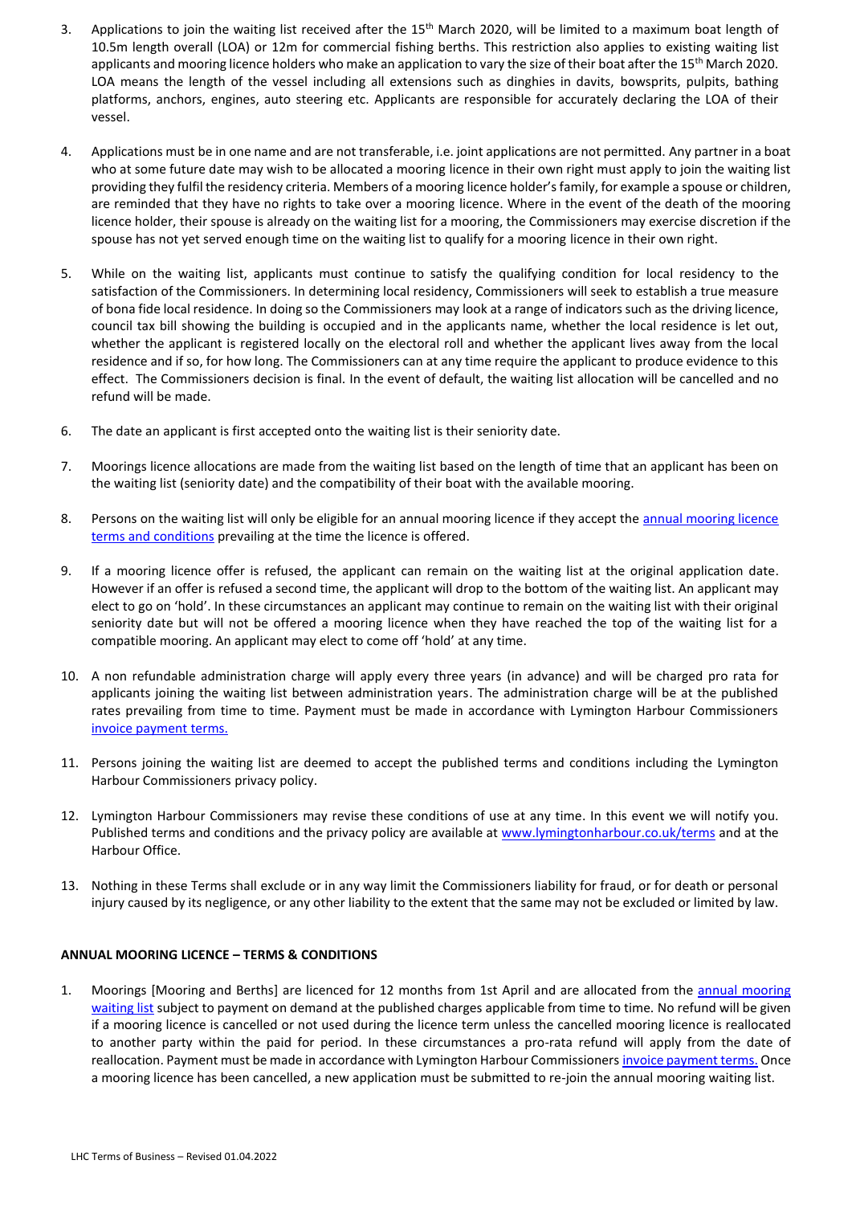3. Applications to join the waiting list received after the 15th March 2020, will be limited to a maximum boat length of 10.5m length overall (LOA) or 12m for commercial fishing berths. This restriction also applies to existing waiting list applicants and mooring licence holders who make an application to vary the size of their boat after the 15th March 2020. LOA means the length of the vessel including all extensions such as dinghies in davits, bowsprits, pulpits, bathing platforms, anchors, engines, auto steering etc. Applicants are responsible for accurately declaring the LOA of their vessel.

4. Applications must be in one name and are not transferable, i.e. joint applications are not permitted. Any partner in a boat who at some future date may wish to be allocated a mooring licence in their own right must apply to join the waiting list providing they fulfil the residency criteria. Members of a mooring licence holder's family, for example a spouse or children, are reminded that they have no rights to take over a mooring licence. Where in the event of the death of the mooring licence holder, their spouse is already on the waiting list for a mooring, the Commissioners may exercise discretion if the spouse has not yet served enough time on the waiting list to qualify for a mooring licence in their own right.

5. While on the waiting list, applicants must continue to satisfy the qualifying condition for local residency to the satisfaction of the Commissioners. In determining local residency, Commissioners will seek to establish a true measure of bona fide local residence. In doing so the Commissioners may look at a range of indicators such as the driving licence, council tax bill showing the building is occupied and in the applicants name, whether the local residence is let out, whether the applicant is registered locally on the electoral roll and whether the applicant lives away from the local residence and if so, for how long. The Commissioners can at any time require the applicant to produce evidence to this effect. The Commissioners decision is final. In the event of default, the waiting list allocation will be cancelled and no refund will be made.

6. The date an applicant is first accepted onto the waiting list is their seniority date.

7. Moorings licence allocations are made from the waiting list based on the length of time that an applicant has been on the waiting list (seniority date) and the compatibility of their boat with the available mooring.

8. Persons on the waiting list will only be eligible for an annual mooring licence if they accept the annual mooring licence terms and conditions prevailing at the time the licence is offered.

9. If a mooring licence offer is refused, the applicant can remain on the waiting list at the original application date. However if an offer is refused a second time, the applicant will drop to the bottom of the waiting list. An applicant may elect to go on 'hold'. In these circumstances an applicant may continue to remain on the waiting list with their original seniority date but will not be offered a mooring licence when they have reached the top of the waiting list for a compatible mooring. An applicant may elect to come off 'hold' at any time.

10. A non refundable administration charge will apply every three years (in advance) and will be charged pro rata for applicants joining the waiting list between administration years. The administration charge will be at the published rates prevailing from time to time. Payment must be made in accordance with Lymington Harbour Commissioners invoice payment terms.

11. Persons joining the waiting list are deemed to accept the published terms and conditions including the Lymington Harbour Commissioners privacy policy.

12. Lymington Harbour Commissioners may revise these conditions of use at any time. In this event we will notify you. Published terms and conditions and the privacy policy are available at www.lymingtonharbour.co.uk/terms and at the Harbour Office.

13. Nothing in these Terms shall exclude or in any way limit the Commissioners liability for fraud, or for death or personal injury caused by its negligence, or any other liability to the extent that the same may not be excluded or limited by law.

**ANNUAL MOORING LICENCE – TERMS & CONDITIONS**

1. Moorings [Mooring and Berths] are licenced for 12 months from 1st April and are allocated from the annual mooring waiting list subject to payment on demand at the published charges applicable from time to time. No refund will be given if a mooring licence is cancelled or not used during the licence term unless the cancelled mooring licence is reallocated to another party within the paid for period. In these circumstances a pro-rata refund will apply from the date of reallocation. Payment must be made in accordance with Lymington Harbour Commissioners invoice payment terms. Once a mooring licence has been cancelled, a new application must be submitted to re-join the annual mooring waiting list.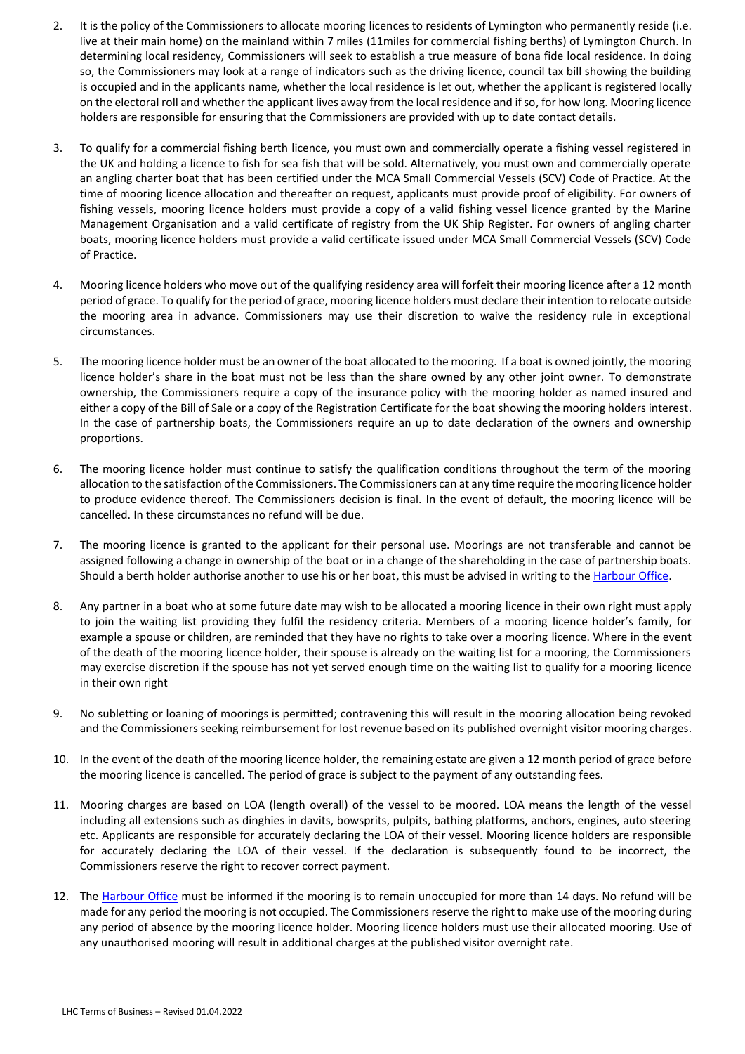2. It is the policy of the Commissioners to allocate mooring licences to residents of Lymington who permanently reside (i.e. live at their main home) on the mainland within 7 miles (11miles for commercial fishing berths) of Lymington Church. In determining local residency, Commissioners will seek to establish a true measure of bona fide local residence. In doing so, the Commissioners may look at a range of indicators such as the driving licence, council tax bill showing the building is occupied and in the applicants name, whether the local residence is let out, whether the applicant is registered locally on the electoral roll and whether the applicant lives away from the local residence and if so, for how long. Mooring licence holders are responsible for ensuring that the Commissioners are provided with up to date contact details.

3. To qualify for a commercial fishing berth licence, you must own and commercially operate a fishing vessel registered in the UK and holding a licence to fish for sea fish that will be sold. Alternatively, you must own and commercially operate an angling charter boat that has been certified under the MCA Small Commercial Vessels (SCV) Code of Practice. At the time of mooring licence allocation and thereafter on request, applicants must provide proof of eligibility. For owners of fishing vessels, mooring licence holders must provide a copy of a valid fishing vessel licence granted by the Marine Management Organisation and a valid certificate of registry from the UK Ship Register. For owners of angling charter boats, mooring licence holders must provide a valid certificate issued under MCA Small Commercial Vessels (SCV) Code of Practice.

4. Mooring licence holders who move out of the qualifying residency area will forfeit their mooring licence after a 12 month period of grace. To qualify for the period of grace, mooring licence holders must declare their intention to relocate outside the mooring area in advance. Commissioners may use their discretion to waive the residency rule in exceptional circumstances.

5. The mooring licence holder must be an owner of the boat allocated to the mooring. If a boat is owned jointly, the mooring licence holder's share in the boat must not be less than the share owned by any other joint owner. To demonstrate ownership, the Commissioners require a copy of the insurance policy with the mooring holder as named insured and either a copy of the Bill of Sale or a copy of the Registration Certificate for the boat showing the mooring holders interest. In the case of partnership boats, the Commissioners require an up to date declaration of the owners and ownership proportions.

6. The mooring licence holder must continue to satisfy the qualification conditions throughout the term of the mooring allocation to the satisfaction of the Commissioners. The Commissioners can at any time require the mooring licence holder to produce evidence thereof. The Commissioners decision is final. In the event of default, the mooring licence will be cancelled. In these circumstances no refund will be due.

7. The mooring licence is granted to the applicant for their personal use. Moorings are not transferable and cannot be assigned following a change in ownership of the boat or in a change of the shareholding in the case of partnership boats. Should a berth holder authorise another to use his or her boat, this must be advised in writing to the Harbour Office.

8. Any partner in a boat who at some future date may wish to be allocated a mooring licence in their own right must apply to join the waiting list providing they fulfil the residency criteria. Members of a mooring licence holder's family, for example a spouse or children, are reminded that they have no rights to take over a mooring licence. Where in the event of the death of the mooring licence holder, their spouse is already on the waiting list for a mooring, the Commissioners may exercise discretion if the spouse has not yet served enough time on the waiting list to qualify for a mooring licence in their own right

9. No subletting or loaning of moorings is permitted; contravening this will result in the mooring allocation being revoked and the Commissioners seeking reimbursement for lost revenue based on its published overnight visitor mooring charges.

10. In the event of the death of the mooring licence holder, the remaining estate are given a 12 month period of grace before the mooring licence is cancelled. The period of grace is subject to the payment of any outstanding fees.

11. Mooring charges are based on LOA (length overall) of the vessel to be moored. LOA means the length of the vessel including all extensions such as dinghies in davits, bowsprits, pulpits, bathing platforms, anchors, engines, auto steering etc. Applicants are responsible for accurately declaring the LOA of their vessel. Mooring licence holders are responsible for accurately declaring the LOA of their vessel. If the declaration is subsequently found to be incorrect, the Commissioners reserve the right to recover correct payment.

12. The Harbour Office must be informed if the mooring is to remain unoccupied for more than 14 days. No refund will be made for any period the mooring is not occupied. The Commissioners reserve the right to make use of the mooring during any period of absence by the mooring licence holder. Mooring licence holders must use their allocated mooring. Use of any unauthorised mooring will result in additional charges at the published visitor overnight rate.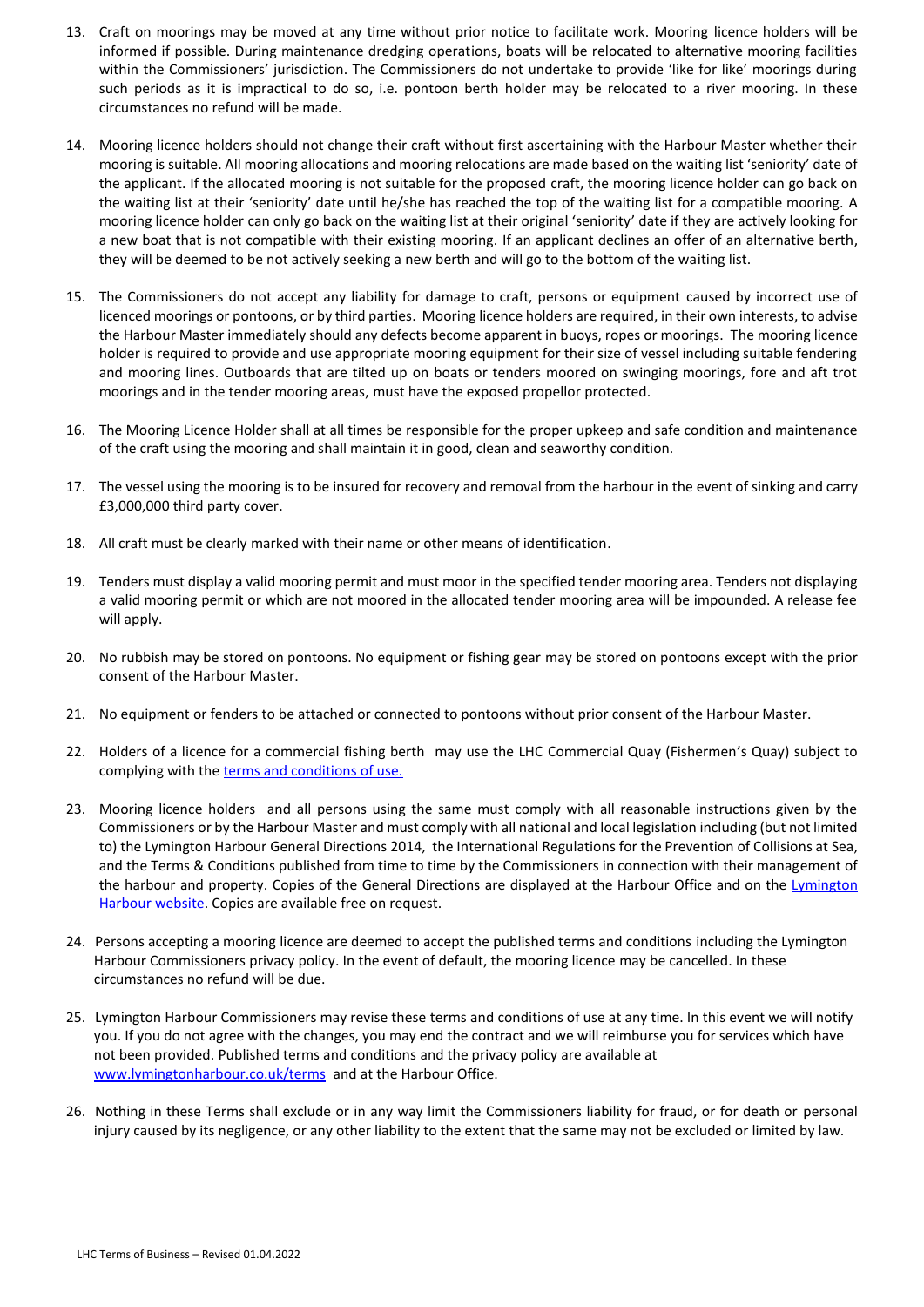13. Craft on moorings may be moved at any time without prior notice to facilitate work. Mooring licence holders will be informed if possible. During maintenance dredging operations, boats will be relocated to alternative mooring facilities within the Commissioners' jurisdiction. The Commissioners do not undertake to provide 'like for like' moorings during such periods as it is impractical to do so, i.e. pontoon berth holder may be relocated to a river mooring. In these circumstances no refund will be made.

14. Mooring licence holders should not change their craft without first ascertaining with the Harbour Master whether their mooring is suitable. All mooring allocations and mooring relocations are made based on the waiting list 'seniority' date of the applicant. If the allocated mooring is not suitable for the proposed craft, the mooring licence holder can go back on the waiting list at their 'seniority' date until he/she has reached the top of the waiting list for a compatible mooring. A mooring licence holder can only go back on the waiting list at their original 'seniority' date if they are actively looking for a new boat that is not compatible with their existing mooring. If an applicant declines an offer of an alternative berth, they will be deemed to be not actively seeking a new berth and will go to the bottom of the waiting list.

15. The Commissioners do not accept any liability for damage to craft, persons or equipment caused by incorrect use of licenced moorings or pontoons, or by third parties. Mooring licence holders are required, in their own interests, to advise the Harbour Master immediately should any defects become apparent in buoys, ropes or moorings. The mooring licence holder is required to provide and use appropriate mooring equipment for their size of vessel including suitable fendering and mooring lines. Outboards that are tilted up on boats or tenders moored on swinging moorings, fore and aft trot moorings and in the tender mooring areas, must have the exposed propellor protected.

16. The Mooring Licence Holder shall at all times be responsible for the proper upkeep and safe condition and maintenance of the craft using the mooring and shall maintain it in good, clean and seaworthy condition.

17. The vessel using the mooring is to be insured for recovery and removal from the harbour in the event of sinking and carry £3,000,000 third party cover.

18. All craft must be clearly marked with their name or other means of identification.

19. Tenders must display a valid mooring permit and must moor in the specified tender mooring area. Tenders not displaying a valid mooring permit or which are not moored in the allocated tender mooring area will be impounded. A release fee will apply.

20. No rubbish may be stored on pontoons. No equipment or fishing gear may be stored on pontoons except with the prior consent of the Harbour Master.

21. No equipment or fenders to be attached or connected to pontoons without prior consent of the Harbour Master.

22. Holders of a licence for a commercial fishing berth may use the LHC Commercial Quay (Fishermen's Quay) subject to complying with the [terms and conditions of use.]

23. Mooring licence holders and all persons using the same must comply with all reasonable instructions given by the Commissioners or by the Harbour Master and must comply with all national and local legislation including (but not limited to) the Lymington Harbour General Directions 2014, the International Regulations for the Prevention of Collisions at Sea, and the Terms & Conditions published from time to time by the Commissioners in connection with their management of the harbour and property. Copies of the General Directions are displayed at the Harbour Office and on the [Lymington Harbour website]. Copies are available free on request.

24. Persons accepting a mooring licence are deemed to accept the published terms and conditions including the Lymington Harbour Commissioners privacy policy. In the event of default, the mooring licence may be cancelled. In these circumstances no refund will be due.

25. Lymington Harbour Commissioners may revise these terms and conditions of use at any time. In this event we will notify you. If you do not agree with the changes, you may end the contract and we will reimburse you for services which have not been provided. Published terms and conditions and the privacy policy are available at www.lymingtonharbour.co.uk/terms and at the Harbour Office.

26. Nothing in these Terms shall exclude or in any way limit the Commissioners liability for fraud, or for death or personal injury caused by its negligence, or any other liability to the extent that the same may not be excluded or limited by law.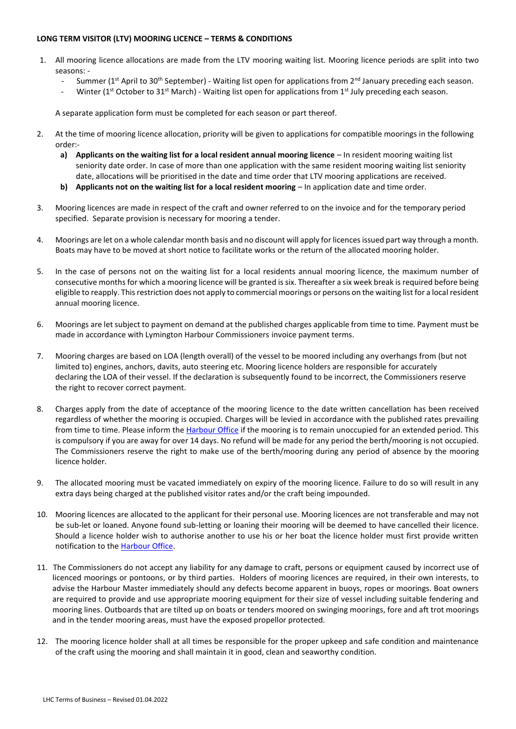**LONG TERM VISITOR (LTV) MOORING LICENCE – TERMS & CONDITIONS**

1. All mooring licence allocations are made from the LTV mooring waiting list. Mooring licence periods are split into two seasons: -
   - Summer (1st April to 30th September) - Waiting list open for applications from 2nd January preceding each season.
   - Winter (1st October to 31st March) - Waiting list open for applications from 1st July preceding each season.

   A separate application form must be completed for each season or part thereof.

2. At the time of mooring licence allocation, priority will be given to applications for compatible moorings in the following order:-
   a) **Applicants on the waiting list for a local resident annual mooring licence** – In resident mooring waiting list seniority date order. In case of more than one application with the same resident mooring waiting list seniority date, allocations will be prioritised in the date and time order that LTV mooring applications are received.
   b) **Applicants not on the waiting list for a local resident mooring** – In application date and time order.

3. Mooring licences are made in respect of the craft and owner referred to on the invoice and for the temporary period specified. Separate provision is necessary for mooring a tender.

4. Moorings are let on a whole calendar month basis and no discount will apply for licences issued part way through a month. Boats may have to be moved at short notice to facilitate works or the return of the allocated mooring holder.

5. In the case of persons not on the waiting list for a local residents annual mooring licence, the maximum number of consecutive months for which a mooring licence will be granted is six. Thereafter a six week break is required before being eligible to reapply. This restriction does not apply to commercial moorings or persons on the waiting list for a local resident annual mooring licence.

6. Moorings are let subject to payment on demand at the published charges applicable from time to time. Payment must be made in accordance with Lymington Harbour Commissioners invoice payment terms.

7. Mooring charges are based on LOA (length overall) of the vessel to be moored including any overhangs from (but not limited to) engines, anchors, davits, auto steering etc. Mooring licence holders are responsible for accurately declaring the LOA of their vessel. If the declaration is subsequently found to be incorrect, the Commissioners reserve the right to recover correct payment.

8. Charges apply from the date of acceptance of the mooring licence to the date written cancellation has been received regardless of whether the mooring is occupied. Charges will be levied in accordance with the published rates prevailing from time to time. Please inform the Harbour Office if the mooring is to remain unoccupied for an extended period. This is compulsory if you are away for over 14 days. No refund will be made for any period the berth/mooring is not occupied. The Commissioners reserve the right to make use of the berth/mooring during any period of absence by the mooring licence holder.

9. The allocated mooring must be vacated immediately on expiry of the mooring licence. Failure to do so will result in any extra days being charged at the published visitor rates and/or the craft being impounded.

10. Mooring licences are allocated to the applicant for their personal use. Mooring licences are not transferable and may not be sub-let or loaned. Anyone found sub-letting or loaning their mooring will be deemed to have cancelled their licence. Should a licence holder wish to authorise another to use his or her boat the licence holder must first provide written notification to the Harbour Office.

11. The Commissioners do not accept any liability for any damage to craft, persons or equipment caused by incorrect use of licenced moorings or pontoons, or by third parties. Holders of mooring licences are required, in their own interests, to advise the Harbour Master immediately should any defects become apparent in buoys, ropes or moorings. Boat owners are required to provide and use appropriate mooring equipment for their size of vessel including suitable fendering and mooring lines. Outboards that are tilted up on boats or tenders moored on swinging moorings, fore and aft trot moorings and in the tender mooring areas, must have the exposed propellor protected.

12. The mooring licence holder shall at all times be responsible for the proper upkeep and safe condition and maintenance of the craft using the mooring and shall maintain it in good, clean and seaworthy condition.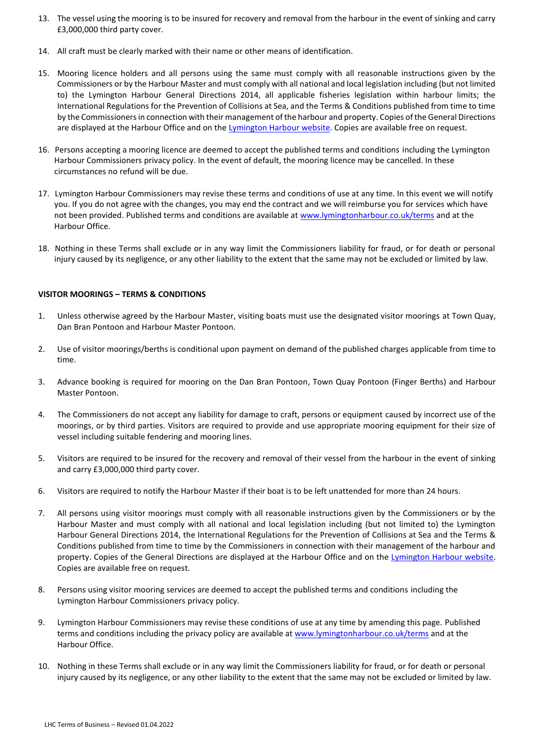13. The vessel using the mooring is to be insured for recovery and removal from the harbour in the event of sinking and carry £3,000,000 third party cover.

14. All craft must be clearly marked with their name or other means of identification.

15. Mooring licence holders and all persons using the same must comply with all reasonable instructions given by the Commissioners or by the Harbour Master and must comply with all national and local legislation including (but not limited to) the Lymington Harbour General Directions 2014, all applicable fisheries legislation within harbour limits; the International Regulations for the Prevention of Collisions at Sea, and the Terms & Conditions published from time to time by the Commissioners in connection with their management of the harbour and property. Copies of the General Directions are displayed at the Harbour Office and on the Lymington Harbour website. Copies are available free on request.

16. Persons accepting a mooring licence are deemed to accept the published terms and conditions including the Lymington Harbour Commissioners privacy policy. In the event of default, the mooring licence may be cancelled. In these circumstances no refund will be due.

17. Lymington Harbour Commissioners may revise these terms and conditions of use at any time. In this event we will notify you. If you do not agree with the changes, you may end the contract and we will reimburse you for services which have not been provided. Published terms and conditions are available at www.lymingtonharbour.co.uk/terms and at the Harbour Office.

18. Nothing in these Terms shall exclude or in any way limit the Commissioners liability for fraud, or for death or personal injury caused by its negligence, or any other liability to the extent that the same may not be excluded or limited by law.

**VISITOR MOORINGS – TERMS & CONDITIONS**

1. Unless otherwise agreed by the Harbour Master, visiting boats must use the designated visitor moorings at Town Quay, Dan Bran Pontoon and Harbour Master Pontoon.

2. Use of visitor moorings/berths is conditional upon payment on demand of the published charges applicable from time to time.

3. Advance booking is required for mooring on the Dan Bran Pontoon, Town Quay Pontoon (Finger Berths) and Harbour Master Pontoon.

4. The Commissioners do not accept any liability for damage to craft, persons or equipment caused by incorrect use of the moorings, or by third parties. Visitors are required to provide and use appropriate mooring equipment for their size of vessel including suitable fendering and mooring lines.

5. Visitors are required to be insured for the recovery and removal of their vessel from the harbour in the event of sinking and carry £3,000,000 third party cover.

6. Visitors are required to notify the Harbour Master if their boat is to be left unattended for more than 24 hours.

7. All persons using visitor moorings must comply with all reasonable instructions given by the Commissioners or by the Harbour Master and must comply with all national and local legislation including (but not limited to) the Lymington Harbour General Directions 2014, the International Regulations for the Prevention of Collisions at Sea and the Terms & Conditions published from time to time by the Commissioners in connection with their management of the harbour and property. Copies of the General Directions are displayed at the Harbour Office and on the Lymington Harbour website. Copies are available free on request.

8. Persons using visitor mooring services are deemed to accept the published terms and conditions including the Lymington Harbour Commissioners privacy policy.

9. Lymington Harbour Commissioners may revise these conditions of use at any time by amending this page. Published terms and conditions including the privacy policy are available at www.lymingtonharbour.co.uk/terms and at the Harbour Office.

10. Nothing in these Terms shall exclude or in any way limit the Commissioners liability for fraud, or for death or personal injury caused by its negligence, or any other liability to the extent that the same may not be excluded or limited by law.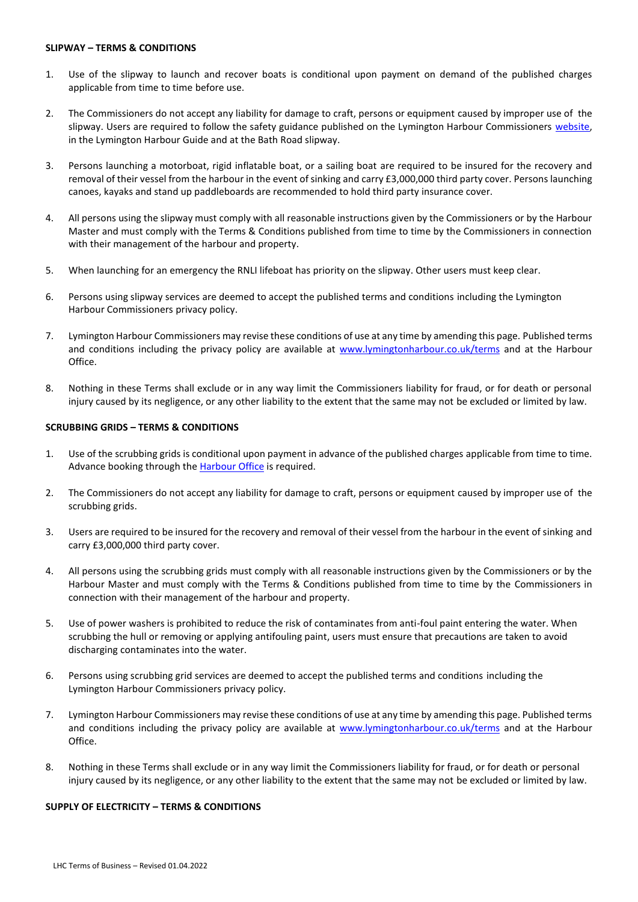**SLIPWAY – TERMS & CONDITIONS**

1. Use of the slipway to launch and recover boats is conditional upon payment on demand of the published charges applicable from time to time before use.

2. The Commissioners do not accept any liability for damage to craft, persons or equipment caused by improper use of the slipway. Users are required to follow the safety guidance published on the Lymington Harbour Commissioners website, in the Lymington Harbour Guide and at the Bath Road slipway.

3. Persons launching a motorboat, rigid inflatable boat, or a sailing boat are required to be insured for the recovery and removal of their vessel from the harbour in the event of sinking and carry £3,000,000 third party cover. Persons launching canoes, kayaks and stand up paddleboards are recommended to hold third party insurance cover.

4. All persons using the slipway must comply with all reasonable instructions given by the Commissioners or by the Harbour Master and must comply with the Terms & Conditions published from time to time by the Commissioners in connection with their management of the harbour and property.

5. When launching for an emergency the RNLI lifeboat has priority on the slipway. Other users must keep clear.

6. Persons using slipway services are deemed to accept the published terms and conditions including the Lymington Harbour Commissioners privacy policy.

7. Lymington Harbour Commissioners may revise these conditions of use at any time by amending this page. Published terms and conditions including the privacy policy are available at www.lymingtonharbour.co.uk/terms and at the Harbour Office.

8. Nothing in these Terms shall exclude or in any way limit the Commissioners liability for fraud, or for death or personal injury caused by its negligence, or any other liability to the extent that the same may not be excluded or limited by law.

**SCRUBBING GRIDS – TERMS & CONDITIONS**

1. Use of the scrubbing grids is conditional upon payment in advance of the published charges applicable from time to time. Advance booking through the Harbour Office is required.

2. The Commissioners do not accept any liability for damage to craft, persons or equipment caused by improper use of the scrubbing grids.

3. Users are required to be insured for the recovery and removal of their vessel from the harbour in the event of sinking and carry £3,000,000 third party cover.

4. All persons using the scrubbing grids must comply with all reasonable instructions given by the Commissioners or by the Harbour Master and must comply with the Terms & Conditions published from time to time by the Commissioners in connection with their management of the harbour and property.

5. Use of power washers is prohibited to reduce the risk of contaminates from anti-foul paint entering the water. When scrubbing the hull or removing or applying antifouling paint, users must ensure that precautions are taken to avoid discharging contaminates into the water.

6. Persons using scrubbing grid services are deemed to accept the published terms and conditions including the Lymington Harbour Commissioners privacy policy.

7. Lymington Harbour Commissioners may revise these conditions of use at any time by amending this page. Published terms and conditions including the privacy policy are available at www.lymingtonharbour.co.uk/terms and at the Harbour Office.

8. Nothing in these Terms shall exclude or in any way limit the Commissioners liability for fraud, or for death or personal injury caused by its negligence, or any other liability to the extent that the same may not be excluded or limited by law.

**SUPPLY OF ELECTRICITY – TERMS & CONDITIONS**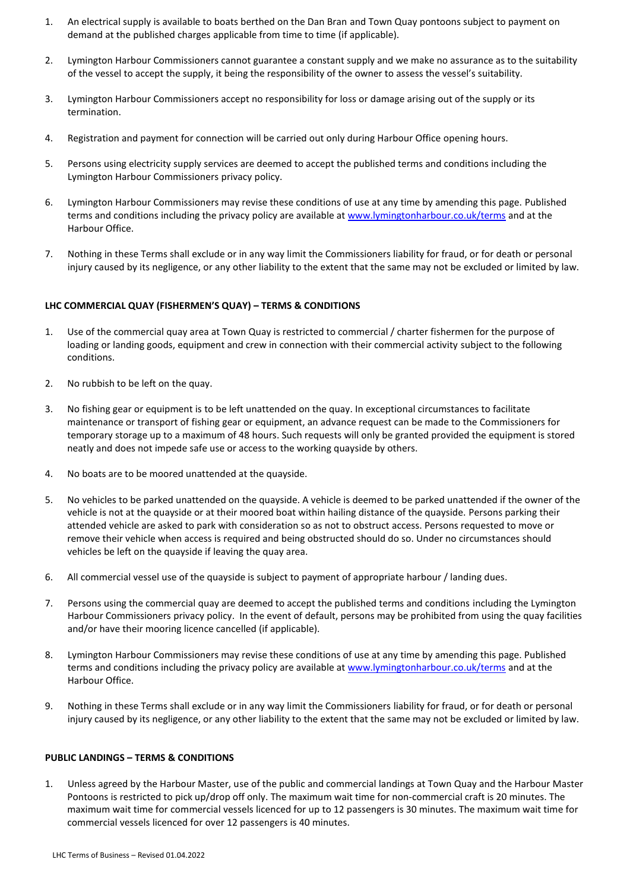1. An electrical supply is available to boats berthed on the Dan Bran and Town Quay pontoons subject to payment on demand at the published charges applicable from time to time (if applicable).

2. Lymington Harbour Commissioners cannot guarantee a constant supply and we make no assurance as to the suitability of the vessel to accept the supply, it being the responsibility of the owner to assess the vessel's suitability.

3. Lymington Harbour Commissioners accept no responsibility for loss or damage arising out of the supply or its termination.

4. Registration and payment for connection will be carried out only during Harbour Office opening hours.

5. Persons using electricity supply services are deemed to accept the published terms and conditions including the Lymington Harbour Commissioners privacy policy.

6. Lymington Harbour Commissioners may revise these conditions of use at any time by amending this page. Published terms and conditions including the privacy policy are available at [www.lymingtonharbour.co.uk/terms](www.lymingtonharbour.co.uk/terms) and at the Harbour Office.

7. Nothing in these Terms shall exclude or in any way limit the Commissioners liability for fraud, or for death or personal injury caused by its negligence, or any other liability to the extent that the same may not be excluded or limited by law.

**LHC COMMERCIAL QUAY (FISHERMEN'S QUAY) – TERMS & CONDITIONS**

1. Use of the commercial quay area at Town Quay is restricted to commercial / charter fishermen for the purpose of loading or landing goods, equipment and crew in connection with their commercial activity subject to the following conditions.

2. No rubbish to be left on the quay.

3. No fishing gear or equipment is to be left unattended on the quay. In exceptional circumstances to facilitate maintenance or transport of fishing gear or equipment, an advance request can be made to the Commissioners for temporary storage up to a maximum of 48 hours. Such requests will only be granted provided the equipment is stored neatly and does not impede safe use or access to the working quayside by others.

4. No boats are to be moored unattended at the quayside.

5. No vehicles to be parked unattended on the quayside. A vehicle is deemed to be parked unattended if the owner of the vehicle is not at the quayside or at their moored boat within hailing distance of the quayside. Persons parking their attended vehicle are asked to park with consideration so as not to obstruct access. Persons requested to move or remove their vehicle when access is required and being obstructed should do so. Under no circumstances should vehicles be left on the quayside if leaving the quay area.

6. All commercial vessel use of the quayside is subject to payment of appropriate harbour / landing dues.

7. Persons using the commercial quay are deemed to accept the published terms and conditions including the Lymington Harbour Commissioners privacy policy. In the event of default, persons may be prohibited from using the quay facilities and/or have their mooring licence cancelled (if applicable).

8. Lymington Harbour Commissioners may revise these conditions of use at any time by amending this page. Published terms and conditions including the privacy policy are available at [www.lymingtonharbour.co.uk/terms](www.lymingtonharbour.co.uk/terms) and at the Harbour Office.

9. Nothing in these Terms shall exclude or in any way limit the Commissioners liability for fraud, or for death or personal injury caused by its negligence, or any other liability to the extent that the same may not be excluded or limited by law.

**PUBLIC LANDINGS – TERMS & CONDITIONS**

1. Unless agreed by the Harbour Master, use of the public and commercial landings at Town Quay and the Harbour Master Pontoons is restricted to pick up/drop off only. The maximum wait time for non-commercial craft is 20 minutes. The maximum wait time for commercial vessels licenced for up to 12 passengers is 30 minutes. The maximum wait time for commercial vessels licenced for over 12 passengers is 40 minutes.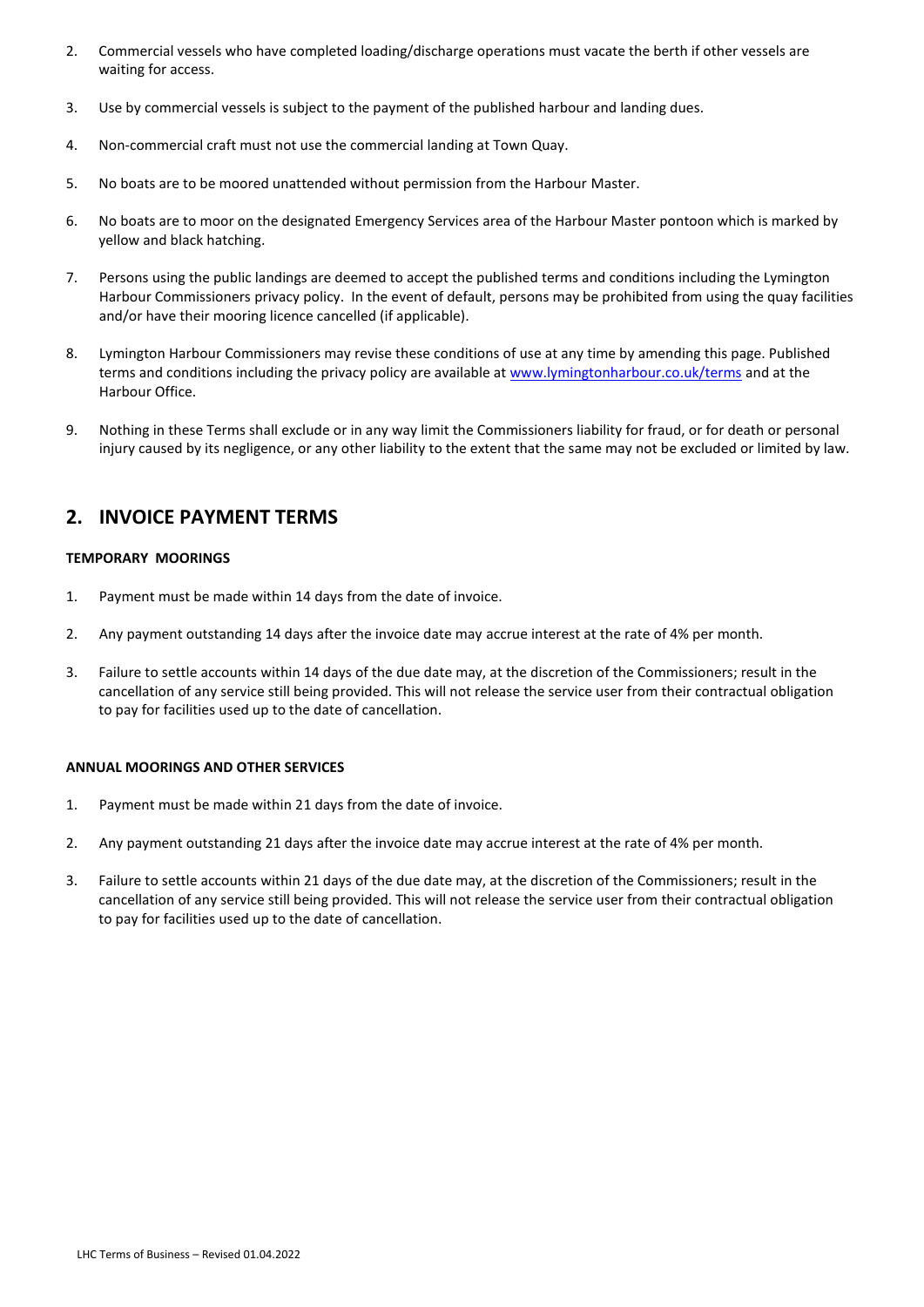2. Commercial vessels who have completed loading/discharge operations must vacate the berth if other vessels are waiting for access.

3. Use by commercial vessels is subject to the payment of the published harbour and landing dues.

4. Non-commercial craft must not use the commercial landing at Town Quay.

5. No boats are to be moored unattended without permission from the Harbour Master.

6. No boats are to moor on the designated Emergency Services area of the Harbour Master pontoon which is marked by yellow and black hatching.

7. Persons using the public landings are deemed to accept the published terms and conditions including the Lymington Harbour Commissioners privacy policy. In the event of default, persons may be prohibited from using the quay facilities and/or have their mooring licence cancelled (if applicable).

8. Lymington Harbour Commissioners may revise these conditions of use at any time by amending this page. Published terms and conditions including the privacy policy are available at [www.lymingtonharbour.co.uk/terms](www.lymingtonharbour.co.uk/terms) and at the Harbour Office.

9. Nothing in these Terms shall exclude or in any way limit the Commissioners liability for fraud, or for death or personal injury caused by its negligence, or any other liability to the extent that the same may not be excluded or limited by law.

## 2. INVOICE PAYMENT TERMS

**TEMPORARY MOORINGS**

1. Payment must be made within 14 days from the date of invoice.

2. Any payment outstanding 14 days after the invoice date may accrue interest at the rate of 4% per month.

3. Failure to settle accounts within 14 days of the due date may, at the discretion of the Commissioners; result in the cancellation of any service still being provided. This will not release the service user from their contractual obligation to pay for facilities used up to the date of cancellation.

**ANNUAL MOORINGS AND OTHER SERVICES**

1. Payment must be made within 21 days from the date of invoice.

2. Any payment outstanding 21 days after the invoice date may accrue interest at the rate of 4% per month.

3. Failure to settle accounts within 21 days of the due date may, at the discretion of the Commissioners; result in the cancellation of any service still being provided. This will not release the service user from their contractual obligation to pay for facilities used up to the date of cancellation.